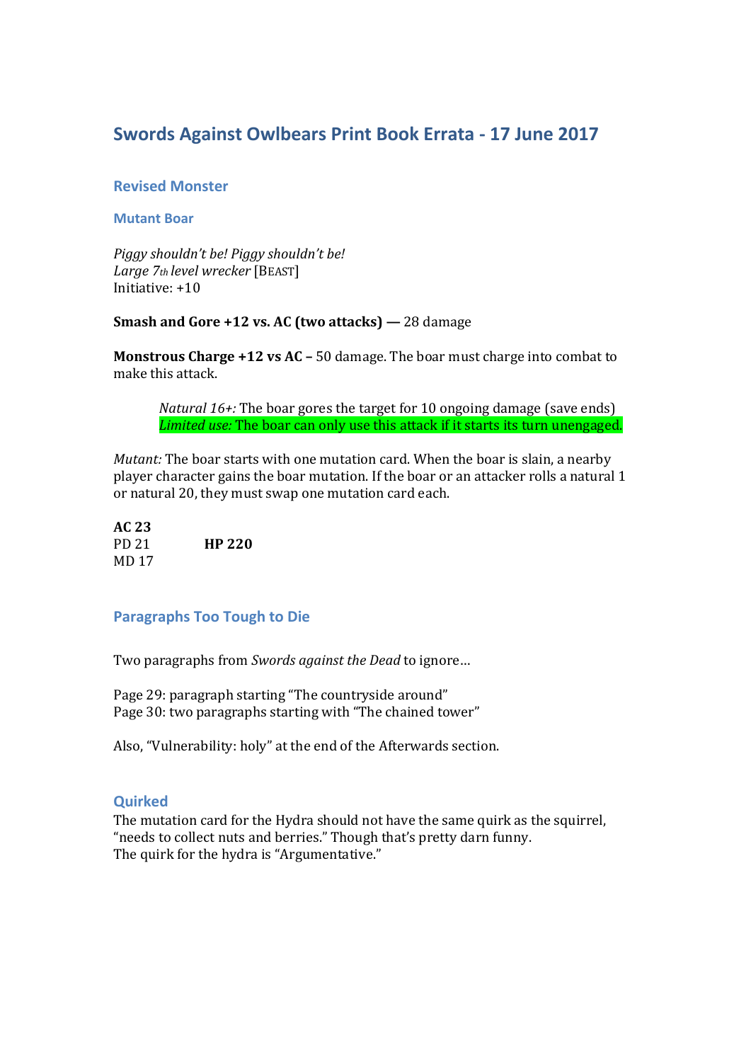# Swords Against Owlbears Print Book Errata - 17 June 2017

## Revised Monster

### Mutant Boar

*Piggy shouldn't be! Piggy shouldn't be!*
*Large 7th level wrecker* [BEAST]
Initiative: +10

**Smash and Gore +12 vs. AC (two attacks) —** 28 damage

**Monstrous Charge +12 vs AC –** 50 damage. The boar must charge into combat to make this attack.

> *Natural 16+:* The boar gores the target for 10 ongoing damage (save ends)
> *Limited use:* The boar can only use this attack if it starts its turn unengaged.

*Mutant:* The boar starts with one mutation card. When the boar is slain, a nearby player character gains the boar mutation. If the boar or an attacker rolls a natural 1 or natural 20, they must swap one mutation card each.

**AC 23**
PD 21 **HP 220**
MD 17

## Paragraphs Too Tough to Die

Two paragraphs from *Swords against the Dead* to ignore…

Page 29: paragraph starting "The countryside around"
Page 30: two paragraphs starting with "The chained tower"

Also, "Vulnerability: holy" at the end of the Afterwards section.

## Quirked

The mutation card for the Hydra should not have the same quirk as the squirrel, "needs to collect nuts and berries." Though that's pretty darn funny.
The quirk for the hydra is "Argumentative."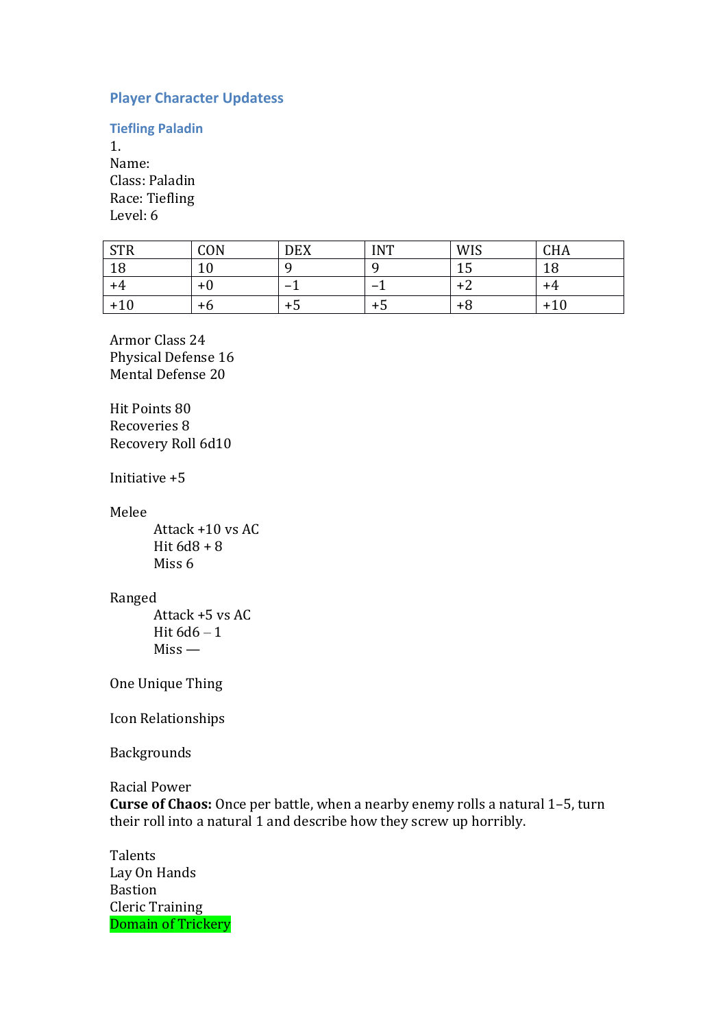## Player Character Updatess

### Tiefling Paladin

1.
Name:
Class: Paladin
Race: Tiefling
Level: 6

| STR | CON | DEX | INT | WIS | CHA |
|---|---|---|---|---|---|
| 18 | 10 | 9 | 9 | 15 | 18 |
| +4 | +0 | –1 | –1 | +2 | +4 |
| +10 | +6 | +5 | +5 | +8 | +10 |

Armor Class 24
Physical Defense 16
Mental Defense 20

Hit Points 80
Recoveries 8
Recovery Roll 6d10

Initiative +5

Melee
- Attack +10 vs AC
- Hit 6d8 + 8
- Miss 6

Ranged
- Attack +5 vs AC
- Hit 6d6 – 1
- Miss —

One Unique Thing

Icon Relationships

Backgrounds

Racial Power
**Curse of Chaos:** Once per battle, when a nearby enemy rolls a natural 1–5, turn their roll into a natural 1 and describe how they screw up horribly.

Talents
Lay On Hands
Bastion
Cleric Training
Domain of Trickery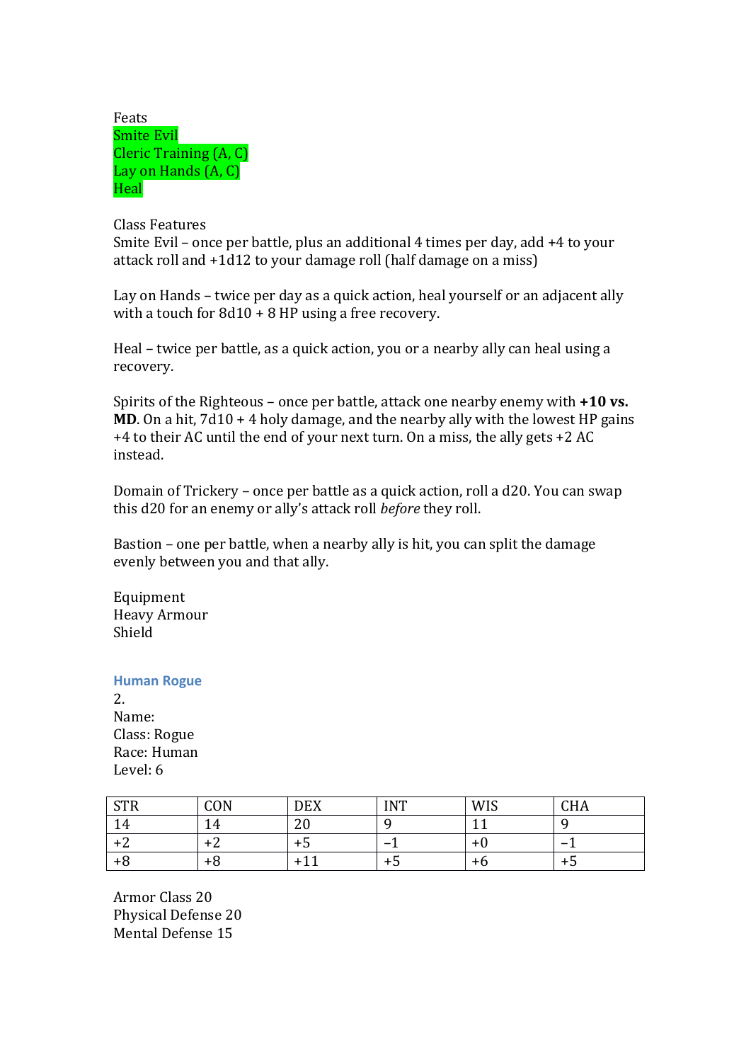Feats

Smite Evil

Cleric Training (A, C)

Lay on Hands (A, C)

Heal

Class Features

Smite Evil – once per battle, plus an additional 4 times per day, add +4 to your attack roll and +1d12 to your damage roll (half damage on a miss)

Lay on Hands – twice per day as a quick action, heal yourself or an adjacent ally with a touch for 8d10 + 8 HP using a free recovery.

Heal – twice per battle, as a quick action, you or a nearby ally can heal using a recovery.

Spirits of the Righteous – once per battle, attack one nearby enemy with **+10 vs. MD**. On a hit, 7d10 + 4 holy damage, and the nearby ally with the lowest HP gains +4 to their AC until the end of your next turn. On a miss, the ally gets +2 AC instead.

Domain of Trickery – once per battle as a quick action, roll a d20. You can swap this d20 for an enemy or ally's attack roll *before* they roll.

Bastion – one per battle, when a nearby ally is hit, you can split the damage evenly between you and that ally.

Equipment

Heavy Armour

Shield

### Human Rogue

2.

Name:

Class: Rogue

Race: Human

Level: 6

| STR | CON | DEX | INT | WIS | CHA |
|---|---|---|---|---|---|
| 14 | 14 | 20 | 9 | 11 | 9 |
| +2 | +2 | +5 | −1 | +0 | −1 |
| +8 | +8 | +11 | +5 | +6 | +5 |

Armor Class 20

Physical Defense 20

Mental Defense 15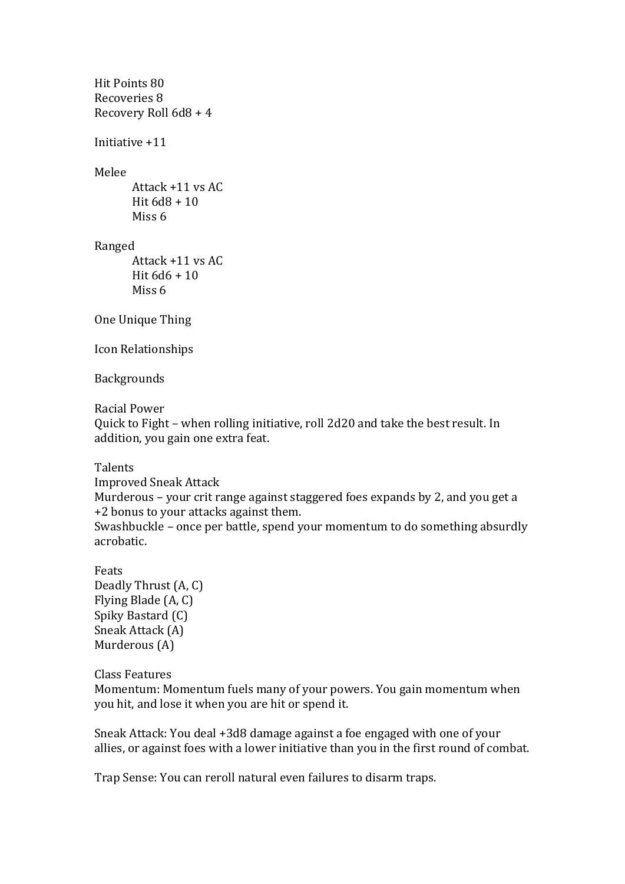Hit Points 80
Recoveries 8
Recovery Roll 6d8 + 4

Initiative +11

Melee

> Attack +11 vs AC
> Hit 6d8 + 10
> Miss 6

Ranged

> Attack +11 vs AC
> Hit 6d6 + 10
> Miss 6

One Unique Thing

Icon Relationships

Backgrounds

Racial Power
Quick to Fight – when rolling initiative, roll 2d20 and take the best result. In addition, you gain one extra feat.

Talents
Improved Sneak Attack
Murderous – your crit range against staggered foes expands by 2, and you get a +2 bonus to your attacks against them.
Swashbuckle – once per battle, spend your momentum to do something absurdly acrobatic.

Feats
Deadly Thrust (A, C)
Flying Blade (A, C)
Spiky Bastard (C)
Sneak Attack (A)
Murderous (A)

Class Features
Momentum: Momentum fuels many of your powers. You gain momentum when you hit, and lose it when you are hit or spend it.

Sneak Attack: You deal +3d8 damage against a foe engaged with one of your allies, or against foes with a lower initiative than you in the first round of combat.

Trap Sense: You can reroll natural even failures to disarm traps.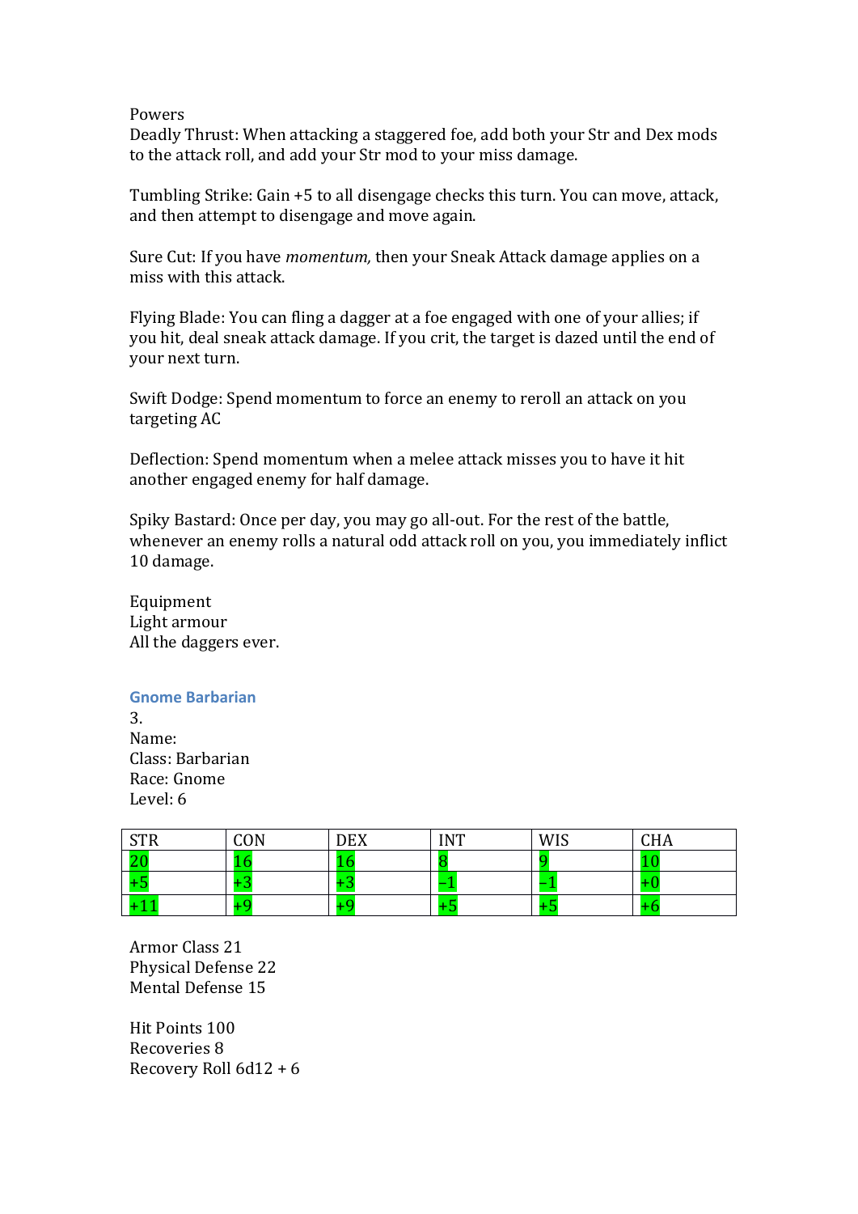Powers

Deadly Thrust: When attacking a staggered foe, add both your Str and Dex mods to the attack roll, and add your Str mod to your miss damage.

Tumbling Strike: Gain +5 to all disengage checks this turn. You can move, attack, and then attempt to disengage and move again.

Sure Cut: If you have *momentum,* then your Sneak Attack damage applies on a miss with this attack.

Flying Blade: You can fling a dagger at a foe engaged with one of your allies; if you hit, deal sneak attack damage. If you crit, the target is dazed until the end of your next turn.

Swift Dodge: Spend momentum to force an enemy to reroll an attack on you targeting AC

Deflection: Spend momentum when a melee attack misses you to have it hit another engaged enemy for half damage.

Spiky Bastard: Once per day, you may go all-out. For the rest of the battle, whenever an enemy rolls a natural odd attack roll on you, you immediately inflict 10 damage.

Equipment
Light armour
All the daggers ever.

### Gnome Barbarian

3.
Name:
Class: Barbarian
Race: Gnome
Level: 6

| STR | CON | DEX | INT | WIS | CHA |
|---|---|---|---|---|---|
| 20 | 16 | 16 | 8 | 9 | 10 |
| +5 | +3 | +3 | -1 | -1 | +0 |
| +11 | +9 | +9 | +5 | +5 | +6 |

Armor Class 21
Physical Defense 22
Mental Defense 15

Hit Points 100
Recoveries 8
Recovery Roll 6d12 + 6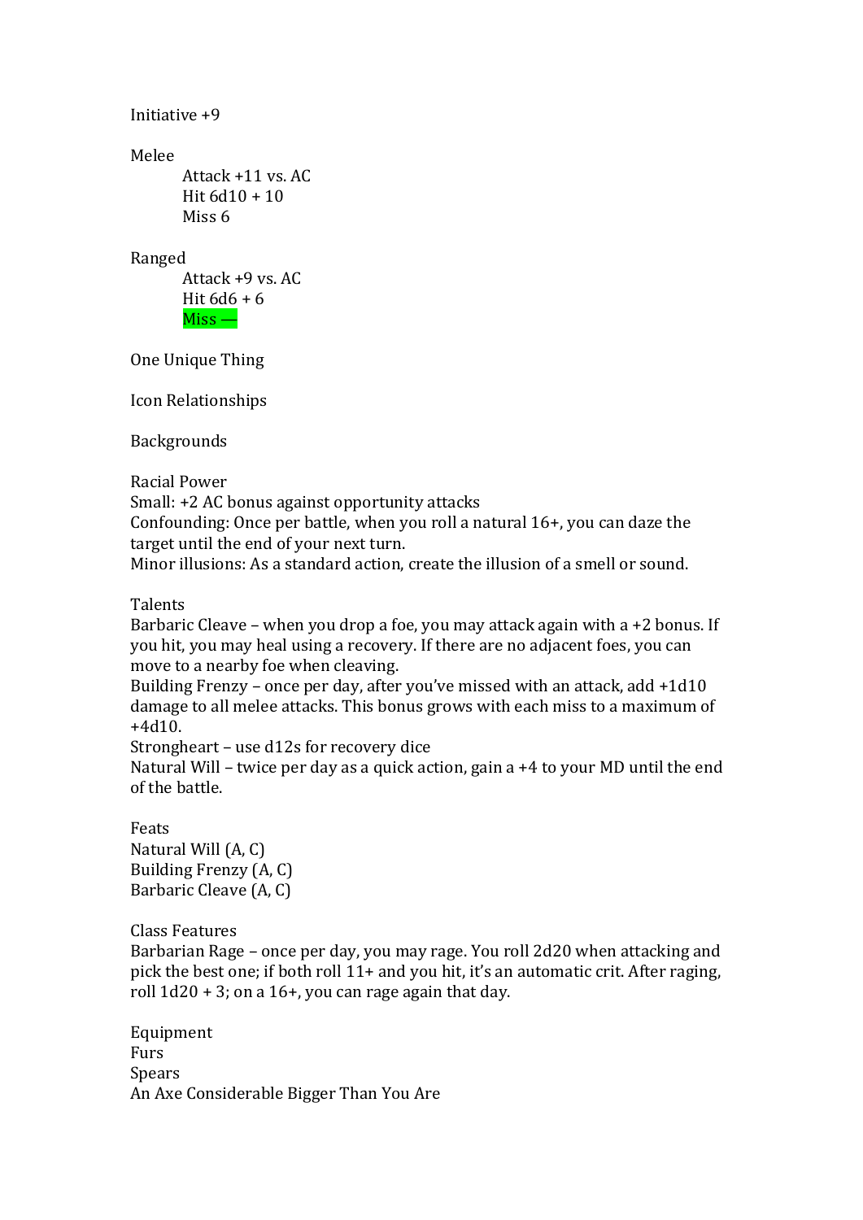Initiative +9

Melee

    Attack +11 vs. AC
    Hit 6d10 + 10
    Miss 6

Ranged

    Attack +9 vs. AC
    Hit 6d6 + 6
    Miss —

One Unique Thing

Icon Relationships

Backgrounds

Racial Power

Small: +2 AC bonus against opportunity attacks

Confounding: Once per battle, when you roll a natural 16+, you can daze the target until the end of your next turn.

Minor illusions: As a standard action, create the illusion of a smell or sound.

Talents

Barbaric Cleave – when you drop a foe, you may attack again with a +2 bonus. If you hit, you may heal using a recovery. If there are no adjacent foes, you can move to a nearby foe when cleaving.

Building Frenzy – once per day, after you've missed with an attack, add +1d10 damage to all melee attacks. This bonus grows with each miss to a maximum of +4d10.

Strongheart – use d12s for recovery dice

Natural Will – twice per day as a quick action, gain a +4 to your MD until the end of the battle.

Feats

Natural Will (A, C)

Building Frenzy (A, C)

Barbaric Cleave (A, C)

Class Features

Barbarian Rage – once per day, you may rage. You roll 2d20 when attacking and pick the best one; if both roll 11+ and you hit, it's an automatic crit. After raging, roll 1d20 + 3; on a 16+, you can rage again that day.

Equipment

Furs

Spears

An Axe Considerable Bigger Than You Are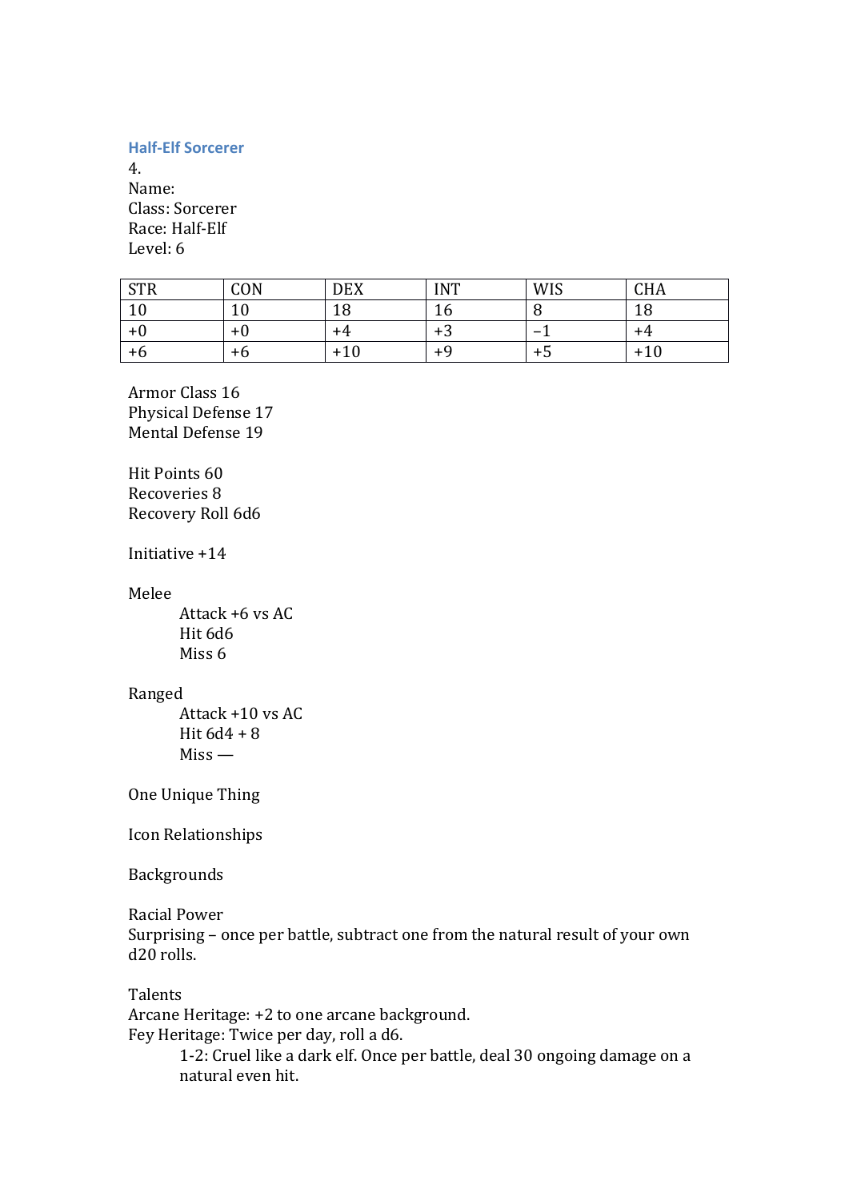## Half-Elf Sorcerer

4.

Name:

Class: Sorcerer

Race: Half-Elf

Level: 6

| STR | CON | DEX | INT | WIS | CHA |
|---|---|---|---|---|---|
| 10 | 10 | 18 | 16 | 8 | 18 |
| +0 | +0 | +4 | +3 | –1 | +4 |
| +6 | +6 | +10 | +9 | +5 | +10 |

Armor Class 16

Physical Defense 17

Mental Defense 19

Hit Points 60

Recoveries 8

Recovery Roll 6d6

Initiative +14

Melee

> Attack +6 vs AC
> Hit 6d6
> Miss 6

Ranged

> Attack +10 vs AC
> Hit 6d4 + 8
> Miss —

One Unique Thing

Icon Relationships

Backgrounds

Racial Power

Surprising – once per battle, subtract one from the natural result of your own d20 rolls.

Talents

Arcane Heritage: +2 to one arcane background.

Fey Heritage: Twice per day, roll a d6.

> 1-2: Cruel like a dark elf. Once per battle, deal 30 ongoing damage on a natural even hit.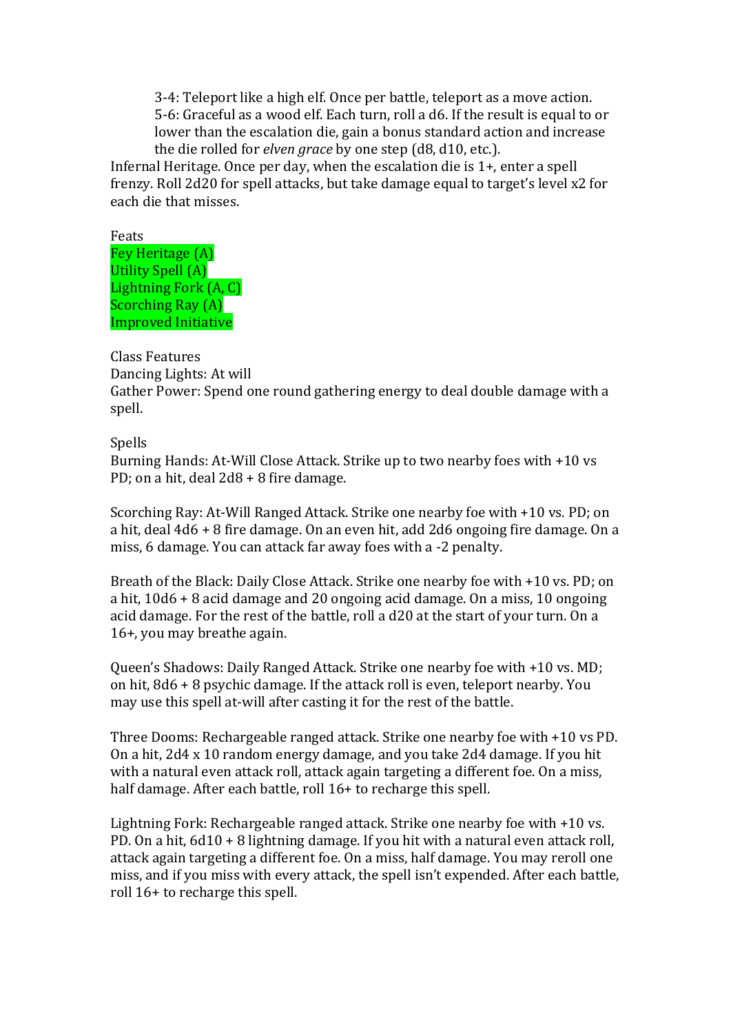3-4: Teleport like a high elf. Once per battle, teleport as a move action.
5-6: Graceful as a wood elf. Each turn, roll a d6. If the result is equal to or lower than the escalation die, gain a bonus standard action and increase the die rolled for *elven grace* by one step (d8, d10, etc.).

Infernal Heritage. Once per day, when the escalation die is 1+, enter a spell frenzy. Roll 2d20 for spell attacks, but take damage equal to target's level x2 for each die that misses.

Feats
Fey Heritage (A)
Utility Spell (A)
Lightning Fork (A, C)
Scorching Ray (A)
Improved Initiative

Class Features
Dancing Lights: At will
Gather Power: Spend one round gathering energy to deal double damage with a spell.

Spells
Burning Hands: At-Will Close Attack. Strike up to two nearby foes with +10 vs PD; on a hit, deal 2d8 + 8 fire damage.

Scorching Ray: At-Will Ranged Attack. Strike one nearby foe with +10 vs. PD; on a hit, deal 4d6 + 8 fire damage. On an even hit, add 2d6 ongoing fire damage. On a miss, 6 damage. You can attack far away foes with a -2 penalty.

Breath of the Black: Daily Close Attack. Strike one nearby foe with +10 vs. PD; on a hit, 10d6 + 8 acid damage and 20 ongoing acid damage. On a miss, 10 ongoing acid damage. For the rest of the battle, roll a d20 at the start of your turn. On a 16+, you may breathe again.

Queen's Shadows: Daily Ranged Attack. Strike one nearby foe with +10 vs. MD; on hit, 8d6 + 8 psychic damage. If the attack roll is even, teleport nearby. You may use this spell at-will after casting it for the rest of the battle.

Three Dooms: Rechargeable ranged attack. Strike one nearby foe with +10 vs PD. On a hit, 2d4 x 10 random energy damage, and you take 2d4 damage. If you hit with a natural even attack roll, attack again targeting a different foe. On a miss, half damage. After each battle, roll 16+ to recharge this spell.

Lightning Fork: Rechargeable ranged attack. Strike one nearby foe with +10 vs. PD. On a hit, 6d10 + 8 lightning damage. If you hit with a natural even attack roll, attack again targeting a different foe. On a miss, half damage. You may reroll one miss, and if you miss with every attack, the spell isn't expended. After each battle, roll 16+ to recharge this spell.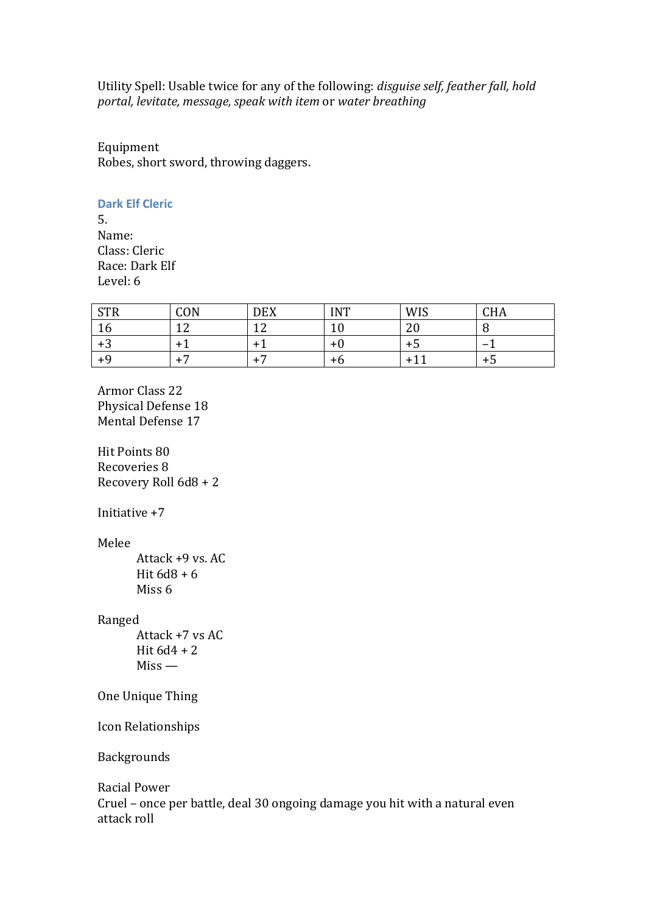Utility Spell: Usable twice for any of the following: *disguise self, feather fall, hold portal, levitate, message, speak with item* or *water breathing*

Equipment
Robes, short sword, throwing daggers.

## Dark Elf Cleric

5.
Name:
Class: Cleric
Race: Dark Elf
Level: 6

| STR | CON | DEX | INT | WIS | CHA |
|---|---|---|---|---|---|
| 16 | 12 | 12 | 10 | 20 | 8 |
| +3 | +1 | +1 | +0 | +5 | −1 |
| +9 | +7 | +7 | +6 | +11 | +5 |

Armor Class 22
Physical Defense 18
Mental Defense 17

Hit Points 80
Recoveries 8
Recovery Roll 6d8 + 2

Initiative +7

Melee
- Attack +9 vs. AC
- Hit 6d8 + 6
- Miss 6

Ranged
- Attack +7 vs AC
- Hit 6d4 + 2
- Miss —

One Unique Thing

Icon Relationships

Backgrounds

Racial Power
Cruel – once per battle, deal 30 ongoing damage you hit with a natural even attack roll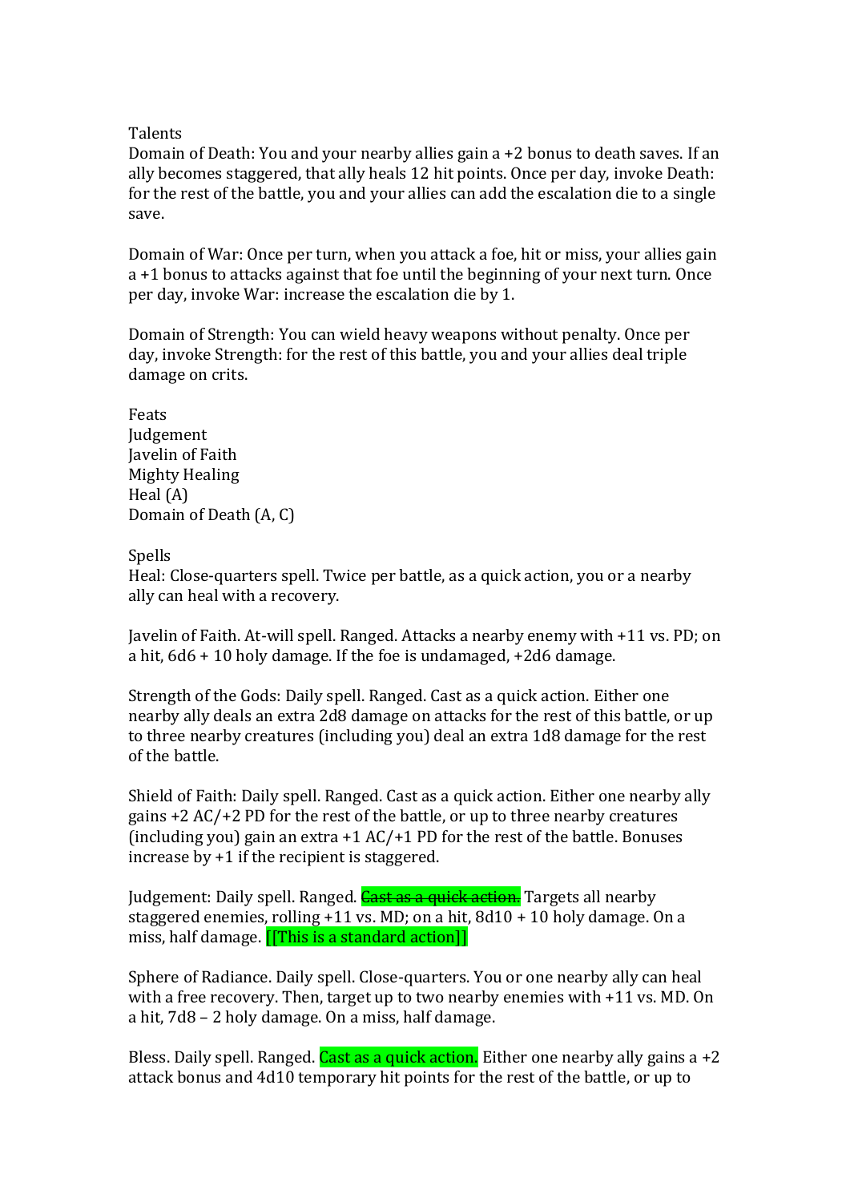Talents

Domain of Death: You and your nearby allies gain a +2 bonus to death saves. If an ally becomes staggered, that ally heals 12 hit points. Once per day, invoke Death: for the rest of the battle, you and your allies can add the escalation die to a single save.

Domain of War: Once per turn, when you attack a foe, hit or miss, your allies gain a +1 bonus to attacks against that foe until the beginning of your next turn. Once per day, invoke War: increase the escalation die by 1.

Domain of Strength: You can wield heavy weapons without penalty. Once per day, invoke Strength: for the rest of this battle, you and your allies deal triple damage on crits.

Feats

Judgement

Javelin of Faith

Mighty Healing

Heal (A)

Domain of Death (A, C)

Spells

Heal: Close-quarters spell. Twice per battle, as a quick action, you or a nearby ally can heal with a recovery.

Javelin of Faith. At-will spell. Ranged. Attacks a nearby enemy with +11 vs. PD; on a hit, 6d6 + 10 holy damage. If the foe is undamaged, +2d6 damage.

Strength of the Gods: Daily spell. Ranged. Cast as a quick action. Either one nearby ally deals an extra 2d8 damage on attacks for the rest of this battle, or up to three nearby creatures (including you) deal an extra 1d8 damage for the rest of the battle.

Shield of Faith: Daily spell. Ranged. Cast as a quick action. Either one nearby ally gains +2 AC/+2 PD for the rest of the battle, or up to three nearby creatures (including you) gain an extra +1 AC/+1 PD for the rest of the battle. Bonuses increase by +1 if the recipient is staggered.

Judgement: Daily spell. Ranged. ~~Cast as a quick action.~~ Targets all nearby staggered enemies, rolling +11 vs. MD; on a hit, 8d10 + 10 holy damage. On a miss, half damage. [[This is a standard action]]

Sphere of Radiance. Daily spell. Close-quarters. You or one nearby ally can heal with a free recovery. Then, target up to two nearby enemies with +11 vs. MD. On a hit, 7d8 – 2 holy damage. On a miss, half damage.

Bless. Daily spell. Ranged. Cast as a quick action. Either one nearby ally gains a +2 attack bonus and 4d10 temporary hit points for the rest of the battle, or up to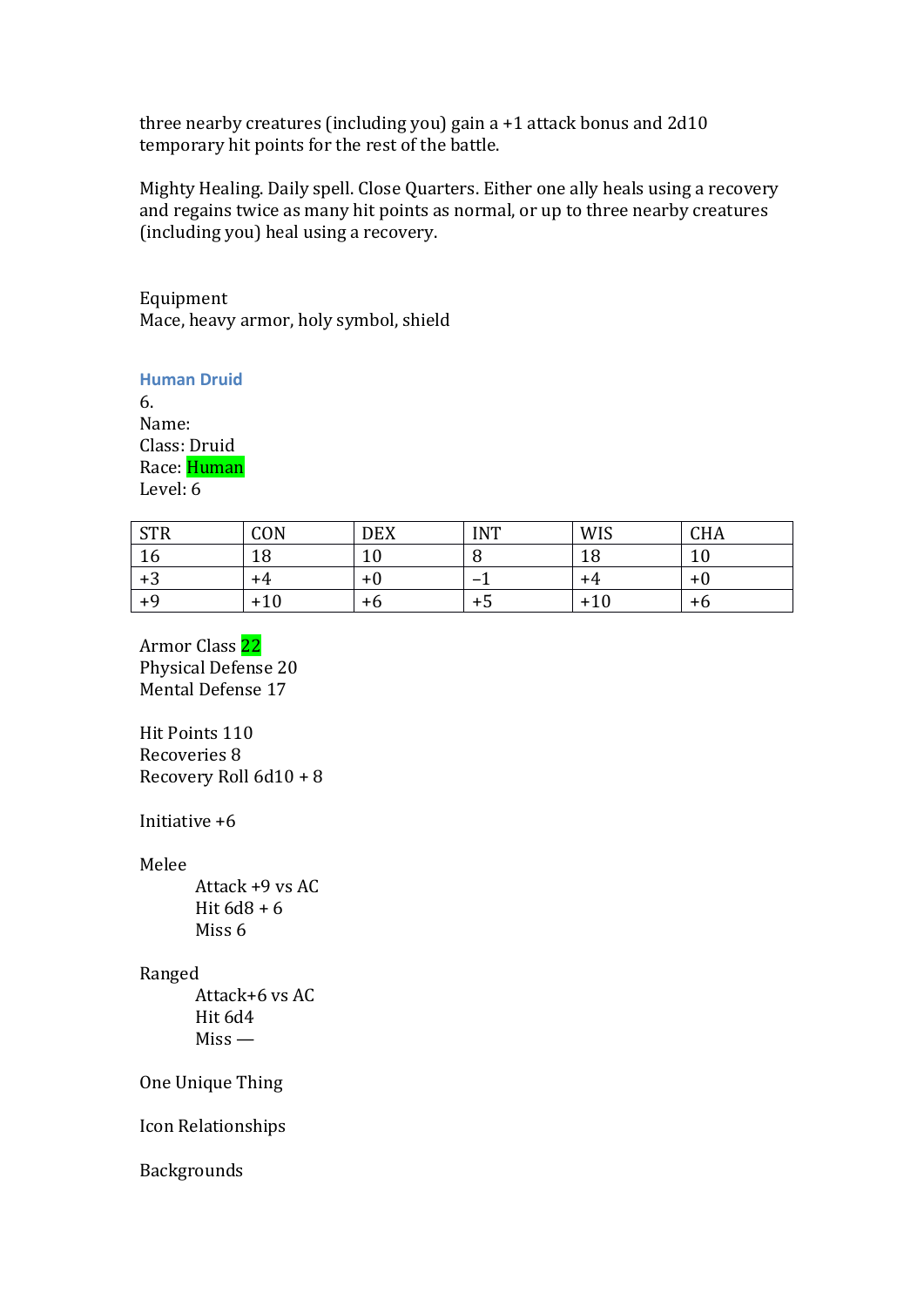three nearby creatures (including you) gain a +1 attack bonus and 2d10 temporary hit points for the rest of the battle.

Mighty Healing. Daily spell. Close Quarters. Either one ally heals using a recovery and regains twice as many hit points as normal, or up to three nearby creatures (including you) heal using a recovery.

Equipment
Mace, heavy armor, holy symbol, shield

### Human Druid

6.
Name:
Class: Druid
Race: Human
Level: 6

| STR | CON | DEX | INT | WIS | CHA |
|---|---|---|---|---|---|
| 16 | 18 | 10 | 8 | 18 | 10 |
| +3 | +4 | +0 | –1 | +4 | +0 |
| +9 | +10 | +6 | +5 | +10 | +6 |

Armor Class 22
Physical Defense 20
Mental Defense 17

Hit Points 110
Recoveries 8
Recovery Roll 6d10 + 8

Initiative +6

Melee
  Attack +9 vs AC
  Hit 6d8 + 6
  Miss 6

Ranged
  Attack+6 vs AC
  Hit 6d4
  Miss —

One Unique Thing

Icon Relationships

Backgrounds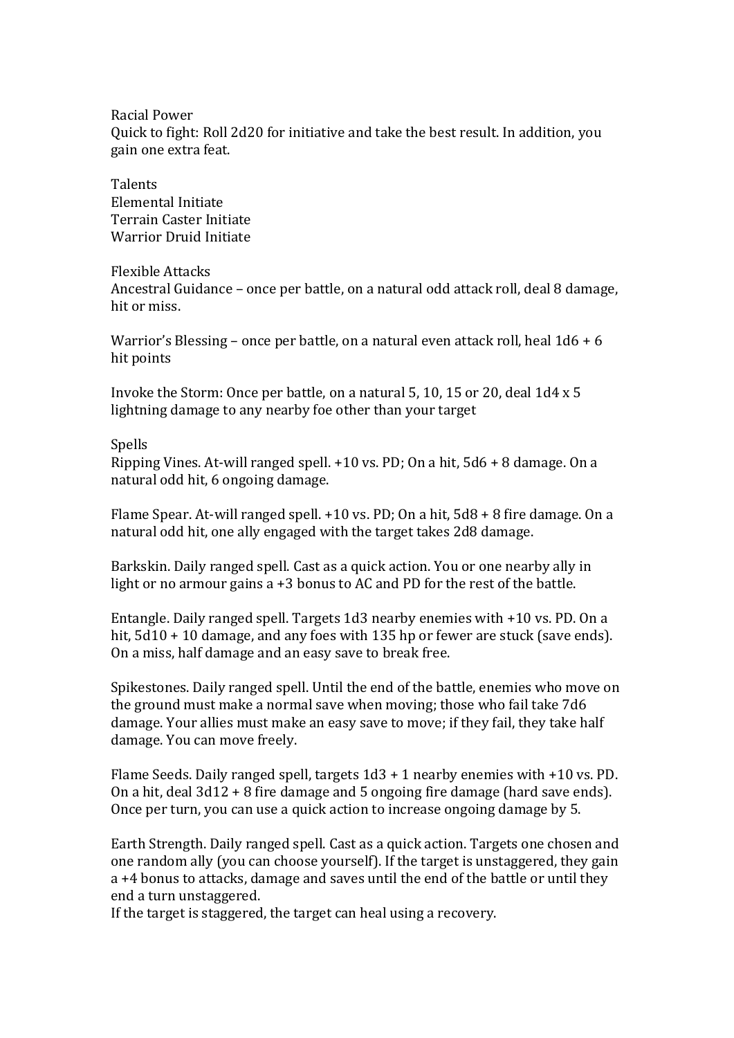Racial Power

Quick to fight: Roll 2d20 for initiative and take the best result. In addition, you gain one extra feat.

Talents

Elemental Initiate

Terrain Caster Initiate

Warrior Druid Initiate

Flexible Attacks

Ancestral Guidance – once per battle, on a natural odd attack roll, deal 8 damage, hit or miss.

Warrior's Blessing – once per battle, on a natural even attack roll, heal 1d6 + 6 hit points

Invoke the Storm: Once per battle, on a natural 5, 10, 15 or 20, deal 1d4 x 5 lightning damage to any nearby foe other than your target

Spells

Ripping Vines. At-will ranged spell. +10 vs. PD; On a hit, 5d6 + 8 damage. On a natural odd hit, 6 ongoing damage.

Flame Spear. At-will ranged spell. +10 vs. PD; On a hit, 5d8 + 8 fire damage. On a natural odd hit, one ally engaged with the target takes 2d8 damage.

Barkskin. Daily ranged spell. Cast as a quick action. You or one nearby ally in light or no armour gains a +3 bonus to AC and PD for the rest of the battle.

Entangle. Daily ranged spell. Targets 1d3 nearby enemies with +10 vs. PD. On a hit, 5d10 + 10 damage, and any foes with 135 hp or fewer are stuck (save ends). On a miss, half damage and an easy save to break free.

Spikestones. Daily ranged spell. Until the end of the battle, enemies who move on the ground must make a normal save when moving; those who fail take 7d6 damage. Your allies must make an easy save to move; if they fail, they take half damage. You can move freely.

Flame Seeds. Daily ranged spell, targets 1d3 + 1 nearby enemies with +10 vs. PD. On a hit, deal 3d12 + 8 fire damage and 5 ongoing fire damage (hard save ends). Once per turn, you can use a quick action to increase ongoing damage by 5.

Earth Strength. Daily ranged spell. Cast as a quick action. Targets one chosen and one random ally (you can choose yourself). If the target is unstaggered, they gain a +4 bonus to attacks, damage and saves until the end of the battle or until they end a turn unstaggered.

If the target is staggered, the target can heal using a recovery.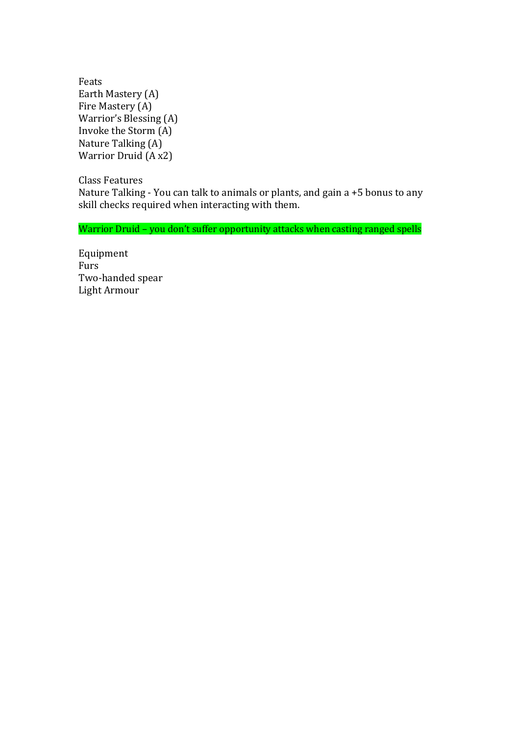Feats
Earth Mastery (A)
Fire Mastery (A)
Warrior's Blessing (A)
Invoke the Storm (A)
Nature Talking (A)
Warrior Druid (A x2)

Class Features
Nature Talking - You can talk to animals or plants, and gain a +5 bonus to any skill checks required when interacting with them.

Warrior Druid – you don't suffer opportunity attacks when casting ranged spells

Equipment
Furs
Two-handed spear
Light Armour